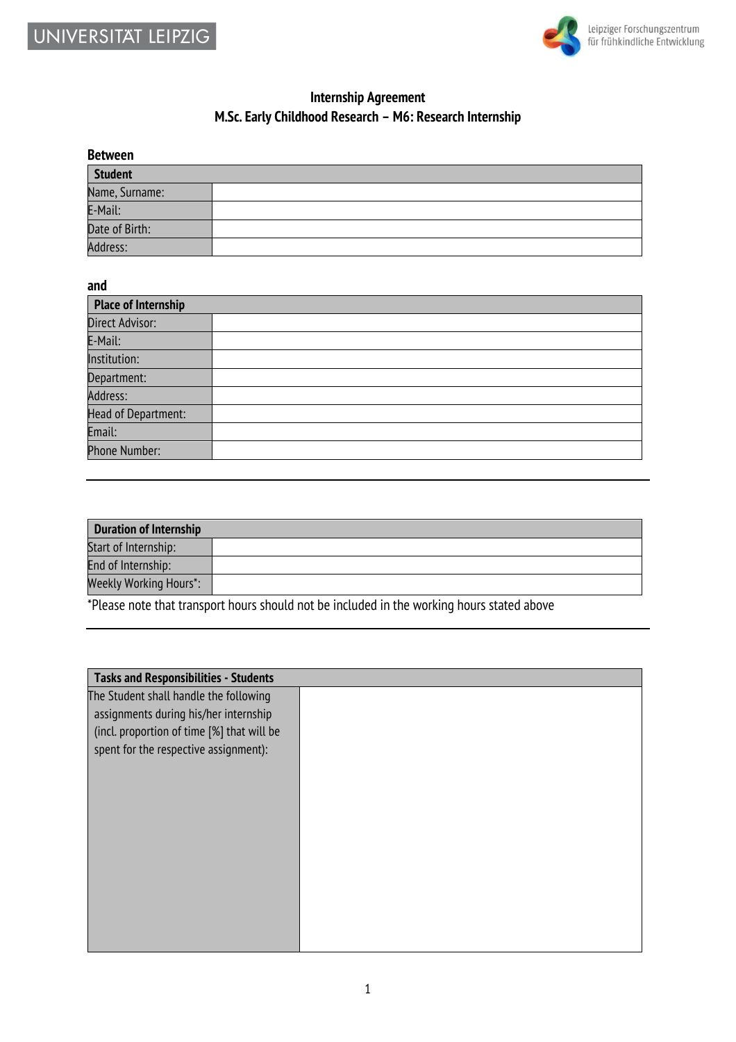UNIVERSITÄT LEIPZIG

Leipziger Forschungszentrum für frühkindliche Entwicklung

**Internship Agreement**

**M.Sc. Early Childhood Research – M6: Research Internship**

**Between**

| **Student** | |
|---|---|
| Name, Surname: | |
| E-Mail: | |
| Date of Birth: | |
| Address: | |

**and**

| **Place of Internship** | |
|---|---|
| Direct Advisor: | |
| E-Mail: | |
| Institution: | |
| Department: | |
| Address: | |
| Head of Department: | |
| Email: | |
| Phone Number: | |

---

| **Duration of Internship** | |
|---|---|
| Start of Internship: | |
| End of Internship: | |
| Weekly Working Hours*: | |

*Please note that transport hours should not be included in the working hours stated above

---

| **Tasks and Responsibilities - Students** | |
|---|---|
| The Student shall handle the following assignments during his/her internship (incl. proportion of time [%] that will be spent for the respective assignment): | |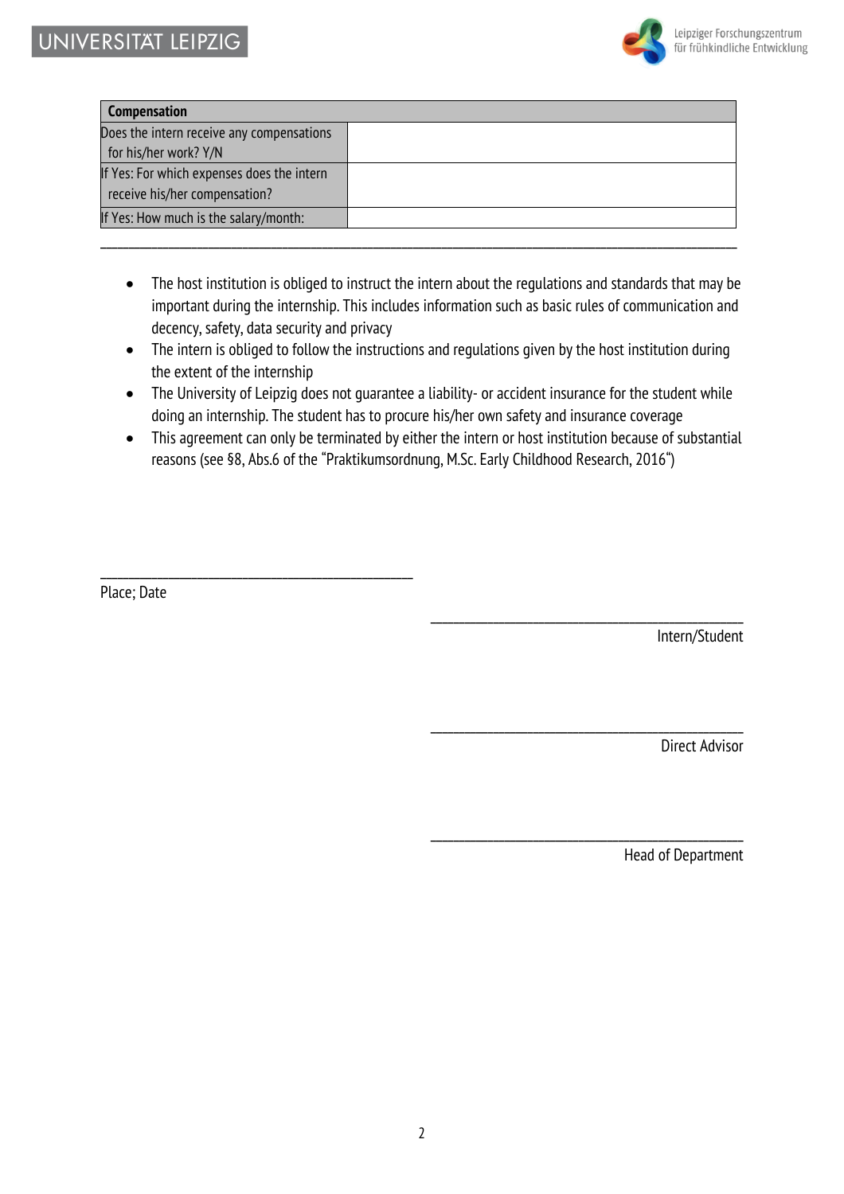| Compensation | |
|---|---|
| Does the intern receive any compensations for his/her work? Y/N | |
| If Yes: For which expenses does the intern receive his/her compensation? | |
| If Yes: How much is the salary/month: | |

---

- The host institution is obliged to instruct the intern about the regulations and standards that may be important during the internship. This includes information such as basic rules of communication and decency, safety, data security and privacy
- The intern is obliged to follow the instructions and regulations given by the host institution during the extent of the internship
- The University of Leipzig does not guarantee a liability- or accident insurance for the student while doing an internship. The student has to procure his/her own safety and insurance coverage
- This agreement can only be terminated by either the intern or host institution because of substantial reasons (see §8, Abs.6 of the "Praktikumsordnung, M.Sc. Early Childhood Research, 2016")

\_\_\_\_\_\_\_\_\_\_\_\_\_\_\_\_\_\_\_\_\_\_\_\_\_\_\_\_\_\_\_\_\_\_\_\_\_\_\_\_

Place; Date

\_\_\_\_\_\_\_\_\_\_\_\_\_\_\_\_\_\_\_\_\_\_\_\_\_\_\_\_\_\_\_\_\_\_\_\_\_\_\_\_

Intern/Student

\_\_\_\_\_\_\_\_\_\_\_\_\_\_\_\_\_\_\_\_\_\_\_\_\_\_\_\_\_\_\_\_\_\_\_\_\_\_\_\_

Direct Advisor

\_\_\_\_\_\_\_\_\_\_\_\_\_\_\_\_\_\_\_\_\_\_\_\_\_\_\_\_\_\_\_\_\_\_\_\_\_\_\_\_

Head of Department